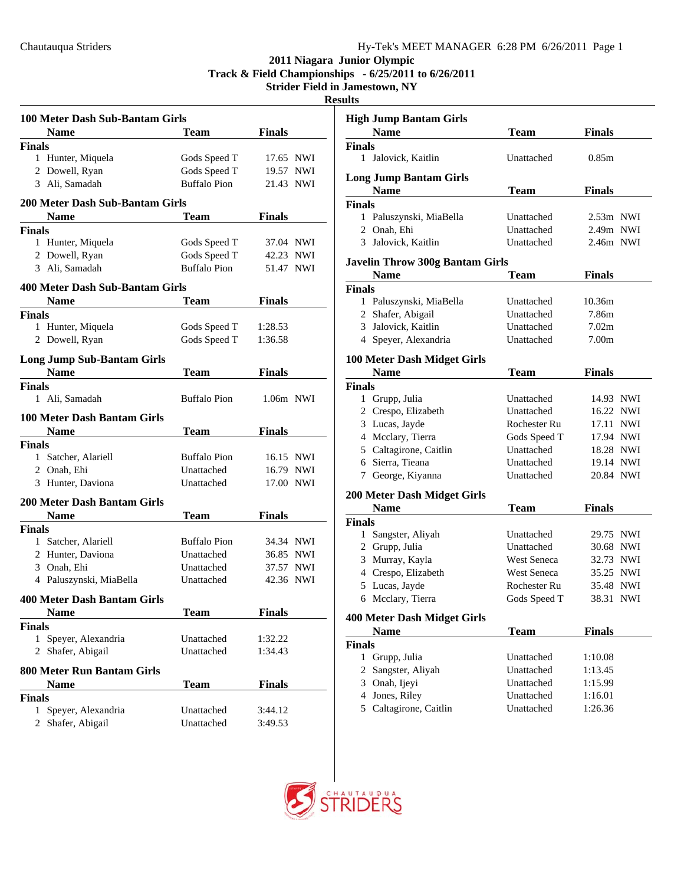# 2011 Niagara Junior Olympic
## Track & Field Championships - 6/25/2011 to 6/26/2011
### Strider Field in Jamestown, NY
### Results

**100 Meter Dash Sub-Bantam Girls**

| | Name | Team | Finals | |
|---|---|---|---|---|
| **Finals** | | | | |
| 1 | Hunter, Miquela | Gods Speed T | 17.65 | NWI |
| 2 | Dowell, Ryan | Gods Speed T | 19.57 | NWI |
| 3 | Ali, Samadah | Buffalo Pion | 21.43 | NWI |

**200 Meter Dash Sub-Bantam Girls**

| | Name | Team | Finals | |
|---|---|---|---|---|
| **Finals** | | | | |
| 1 | Hunter, Miquela | Gods Speed T | 37.04 | NWI |
| 2 | Dowell, Ryan | Gods Speed T | 42.23 | NWI |
| 3 | Ali, Samadah | Buffalo Pion | 51.47 | NWI |

**400 Meter Dash Sub-Bantam Girls**

| | Name | Team | Finals |
|---|---|---|---|
| **Finals** | | | |
| 1 | Hunter, Miquela | Gods Speed T | 1:28.53 |
| 2 | Dowell, Ryan | Gods Speed T | 1:36.58 |

**Long Jump Sub-Bantam Girls**

| | Name | Team | Finals | |
|---|---|---|---|---|
| **Finals** | | | | |
| 1 | Ali, Samadah | Buffalo Pion | 1.06m | NWI |

**100 Meter Dash Bantam Girls**

| | Name | Team | Finals | |
|---|---|---|---|---|
| **Finals** | | | | |
| 1 | Satcher, Alariell | Buffalo Pion | 16.15 | NWI |
| 2 | Onah, Ehi | Unattached | 16.79 | NWI |
| 3 | Hunter, Daviona | Unattached | 17.00 | NWI |

**200 Meter Dash Bantam Girls**

| | Name | Team | Finals | |
|---|---|---|---|---|
| **Finals** | | | | |
| 1 | Satcher, Alariell | Buffalo Pion | 34.34 | NWI |
| 2 | Hunter, Daviona | Unattached | 36.85 | NWI |
| 3 | Onah, Ehi | Unattached | 37.57 | NWI |
| 4 | Paluszynski, MiaBella | Unattached | 42.36 | NWI |

**400 Meter Dash Bantam Girls**

| | Name | Team | Finals |
|---|---|---|---|
| **Finals** | | | |
| 1 | Speyer, Alexandria | Unattached | 1:32.22 |
| 2 | Shafer, Abigail | Unattached | 1:34.43 |

**800 Meter Run Bantam Girls**

| | Name | Team | Finals |
|---|---|---|---|
| **Finals** | | | |
| 1 | Speyer, Alexandria | Unattached | 3:44.12 |
| 2 | Shafer, Abigail | Unattached | 3:49.53 |

**High Jump Bantam Girls**

| | Name | Team | Finals |
|---|---|---|---|
| **Finals** | | | |
| 1 | Jalovick, Kaitlin | Unattached | 0.85m |

**Long Jump Bantam Girls**

| | Name | Team | Finals | |
|---|---|---|---|---|
| **Finals** | | | | |
| 1 | Paluszynski, MiaBella | Unattached | 2.53m | NWI |
| 2 | Onah, Ehi | Unattached | 2.49m | NWI |
| 3 | Jalovick, Kaitlin | Unattached | 2.46m | NWI |

**Javelin Throw 300g Bantam Girls**

| | Name | Team | Finals |
|---|---|---|---|
| **Finals** | | | |
| 1 | Paluszynski, MiaBella | Unattached | 10.36m |
| 2 | Shafer, Abigail | Unattached | 7.86m |
| 3 | Jalovick, Kaitlin | Unattached | 7.02m |
| 4 | Speyer, Alexandria | Unattached | 7.00m |

**100 Meter Dash Midget Girls**

| | Name | Team | Finals | |
|---|---|---|---|---|
| **Finals** | | | | |
| 1 | Grupp, Julia | Unattached | 14.93 | NWI |
| 2 | Crespo, Elizabeth | Unattached | 16.22 | NWI |
| 3 | Lucas, Jayde | Rochester Ru | 17.11 | NWI |
| 4 | Mcclary, Tierra | Gods Speed T | 17.94 | NWI |
| 5 | Caltagirone, Caitlin | Unattached | 18.28 | NWI |
| 6 | Sierra, Tieana | Unattached | 19.14 | NWI |
| 7 | George, Kiyanna | Unattached | 20.84 | NWI |

**200 Meter Dash Midget Girls**

| | Name | Team | Finals | |
|---|---|---|---|---|
| **Finals** | | | | |
| 1 | Sangster, Aliyah | Unattached | 29.75 | NWI |
| 2 | Grupp, Julia | Unattached | 30.68 | NWI |
| 3 | Murray, Kayla | West Seneca | 32.73 | NWI |
| 4 | Crespo, Elizabeth | West Seneca | 35.25 | NWI |
| 5 | Lucas, Jayde | Rochester Ru | 35.48 | NWI |
| 6 | Mcclary, Tierra | Gods Speed T | 38.31 | NWI |

**400 Meter Dash Midget Girls**

| | Name | Team | Finals |
|---|---|---|---|
| **Finals** | | | |
| 1 | Grupp, Julia | Unattached | 1:10.08 |
| 2 | Sangster, Aliyah | Unattached | 1:13.45 |
| 3 | Onah, Ijeyi | Unattached | 1:15.99 |
| 4 | Jones, Riley | Unattached | 1:16.01 |
| 5 | Caltagirone, Caitlin | Unattached | 1:26.36 |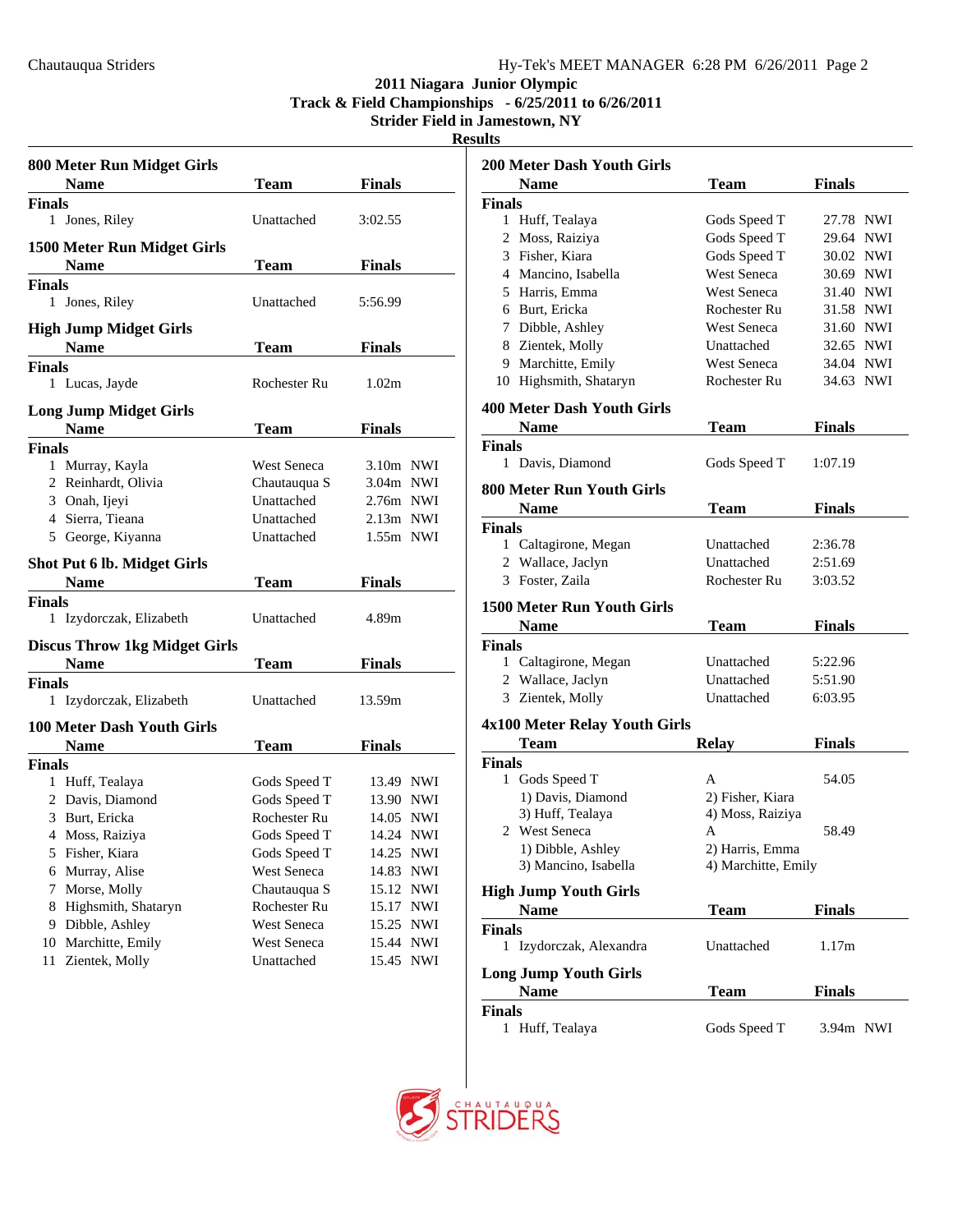# 2011 Niagara Junior Olympic
## Track & Field Championships - 6/25/2011 to 6/26/2011
### Strider Field in Jamestown, NY
### Results

### 800 Meter Run Midget Girls

**Finals**

| | Name | Team | Finals |
|---|---|---|---|
| 1 | Jones, Riley | Unattached | 3:02.55 |

### 1500 Meter Run Midget Girls

**Finals**

| | Name | Team | Finals |
|---|---|---|---|
| 1 | Jones, Riley | Unattached | 5:56.99 |

### High Jump Midget Girls

**Finals**

| | Name | Team | Finals |
|---|---|---|---|
| 1 | Lucas, Jayde | Rochester Ru | 1.02m |

### Long Jump Midget Girls

**Finals**

| | Name | Team | Finals | |
|---|---|---|---|---|
| 1 | Murray, Kayla | West Seneca | 3.10m | NWI |
| 2 | Reinhardt, Olivia | Chautauqua S | 3.04m | NWI |
| 3 | Onah, Ijeyi | Unattached | 2.76m | NWI |
| 4 | Sierra, Tieana | Unattached | 2.13m | NWI |
| 5 | George, Kiyanna | Unattached | 1.55m | NWI |

### Shot Put 6 lb. Midget Girls

**Finals**

| | Name | Team | Finals |
|---|---|---|---|
| 1 | Izydorczak, Elizabeth | Unattached | 4.89m |

### Discus Throw 1kg Midget Girls

**Finals**

| | Name | Team | Finals |
|---|---|---|---|
| 1 | Izydorczak, Elizabeth | Unattached | 13.59m |

### 100 Meter Dash Youth Girls

**Finals**

| | Name | Team | Finals | |
|---|---|---|---|---|
| 1 | Huff, Tealaya | Gods Speed T | 13.49 | NWI |
| 2 | Davis, Diamond | Gods Speed T | 13.90 | NWI |
| 3 | Burt, Ericka | Rochester Ru | 14.05 | NWI |
| 4 | Moss, Raiziya | Gods Speed T | 14.24 | NWI |
| 5 | Fisher, Kiara | Gods Speed T | 14.25 | NWI |
| 6 | Murray, Alise | West Seneca | 14.83 | NWI |
| 7 | Morse, Molly | Chautauqua S | 15.12 | NWI |
| 8 | Highsmith, Shataryn | Rochester Ru | 15.17 | NWI |
| 9 | Dibble, Ashley | West Seneca | 15.25 | NWI |
| 10 | Marchitte, Emily | West Seneca | 15.44 | NWI |
| 11 | Zientek, Molly | Unattached | 15.45 | NWI |

### 200 Meter Dash Youth Girls

**Finals**

| | Name | Team | Finals | |
|---|---|---|---|---|
| 1 | Huff, Tealaya | Gods Speed T | 27.78 | NWI |
| 2 | Moss, Raiziya | Gods Speed T | 29.64 | NWI |
| 3 | Fisher, Kiara | Gods Speed T | 30.02 | NWI |
| 4 | Mancino, Isabella | West Seneca | 30.69 | NWI |
| 5 | Harris, Emma | West Seneca | 31.40 | NWI |
| 6 | Burt, Ericka | Rochester Ru | 31.58 | NWI |
| 7 | Dibble, Ashley | West Seneca | 31.60 | NWI |
| 8 | Zientek, Molly | Unattached | 32.65 | NWI |
| 9 | Marchitte, Emily | West Seneca | 34.04 | NWI |
| 10 | Highsmith, Shataryn | Rochester Ru | 34.63 | NWI |

### 400 Meter Dash Youth Girls

**Finals**

| | Name | Team | Finals |
|---|---|---|---|
| 1 | Davis, Diamond | Gods Speed T | 1:07.19 |

### 800 Meter Run Youth Girls

**Finals**

| | Name | Team | Finals |
|---|---|---|---|
| 1 | Caltagirone, Megan | Unattached | 2:36.78 |
| 2 | Wallace, Jaclyn | Unattached | 2:51.69 |
| 3 | Foster, Zaila | Rochester Ru | 3:03.52 |

### 1500 Meter Run Youth Girls

**Finals**

| | Name | Team | Finals |
|---|---|---|---|
| 1 | Caltagirone, Megan | Unattached | 5:22.96 |
| 2 | Wallace, Jaclyn | Unattached | 5:51.90 |
| 3 | Zientek, Molly | Unattached | 6:03.95 |

### 4x100 Meter Relay Youth Girls

**Finals**

| | Team | Relay | Finals |
|---|---|---|---|
| 1 | Gods Speed T | A | 54.05 |
| | 1) Davis, Diamond | 2) Fisher, Kiara | |
| | 3) Huff, Tealaya | 4) Moss, Raiziya | |
| 2 | West Seneca | A | 58.49 |
| | 1) Dibble, Ashley | 2) Harris, Emma | |
| | 3) Mancino, Isabella | 4) Marchitte, Emily | |

### High Jump Youth Girls

**Finals**

| | Name | Team | Finals |
|---|---|---|---|
| 1 | Izydorczak, Alexandra | Unattached | 1.17m |

### Long Jump Youth Girls

**Finals**

| | Name | Team | Finals | |
|---|---|---|---|---|
| 1 | Huff, Tealaya | Gods Speed T | 3.94m | NWI |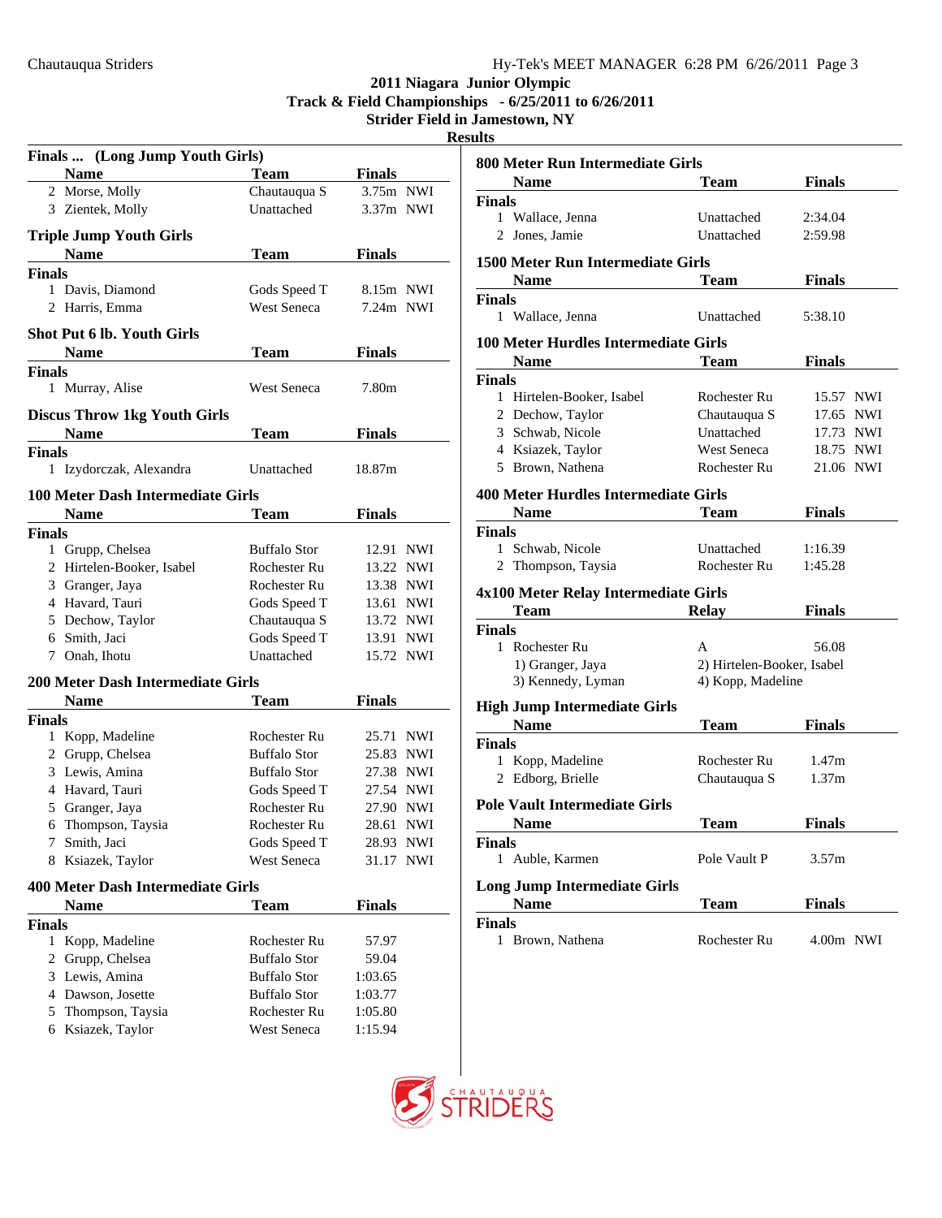# 2011 Niagara Junior Olympic
# Track & Field Championships - 6/25/2011 to 6/26/2011
# Strider Field in Jamestown, NY
## Results

### Finals ... (Long Jump Youth Girls)

| | Name | Team | Finals | |
|---|---|---|---|---|
| 2 | Morse, Molly | Chautauqua S | 3.75m | NWI |
| 3 | Zientek, Molly | Unattached | 3.37m | NWI |

### Triple Jump Youth Girls

**Finals**

| | Name | Team | Finals | |
|---|---|---|---|---|
| 1 | Davis, Diamond | Gods Speed T | 8.15m | NWI |
| 2 | Harris, Emma | West Seneca | 7.24m | NWI |

### Shot Put 6 lb. Youth Girls

**Finals**

| | Name | Team | Finals |
|---|---|---|---|
| 1 | Murray, Alise | West Seneca | 7.80m |

### Discus Throw 1kg Youth Girls

**Finals**

| | Name | Team | Finals |
|---|---|---|---|
| 1 | Izydorczak, Alexandra | Unattached | 18.87m |

### 100 Meter Dash Intermediate Girls

**Finals**

| | Name | Team | Finals | |
|---|---|---|---|---|
| 1 | Grupp, Chelsea | Buffalo Stor | 12.91 | NWI |
| 2 | Hirtelen-Booker, Isabel | Rochester Ru | 13.22 | NWI |
| 3 | Granger, Jaya | Rochester Ru | 13.38 | NWI |
| 4 | Havard, Tauri | Gods Speed T | 13.61 | NWI |
| 5 | Dechow, Taylor | Chautauqua S | 13.72 | NWI |
| 6 | Smith, Jaci | Gods Speed T | 13.91 | NWI |
| 7 | Onah, Ihotu | Unattached | 15.72 | NWI |

### 200 Meter Dash Intermediate Girls

**Finals**

| | Name | Team | Finals | |
|---|---|---|---|---|
| 1 | Kopp, Madeline | Rochester Ru | 25.71 | NWI |
| 2 | Grupp, Chelsea | Buffalo Stor | 25.83 | NWI |
| 3 | Lewis, Amina | Buffalo Stor | 27.38 | NWI |
| 4 | Havard, Tauri | Gods Speed T | 27.54 | NWI |
| 5 | Granger, Jaya | Rochester Ru | 27.90 | NWI |
| 6 | Thompson, Taysia | Rochester Ru | 28.61 | NWI |
| 7 | Smith, Jaci | Gods Speed T | 28.93 | NWI |
| 8 | Ksiazek, Taylor | West Seneca | 31.17 | NWI |

### 400 Meter Dash Intermediate Girls

**Finals**

| | Name | Team | Finals |
|---|---|---|---|
| 1 | Kopp, Madeline | Rochester Ru | 57.97 |
| 2 | Grupp, Chelsea | Buffalo Stor | 59.04 |
| 3 | Lewis, Amina | Buffalo Stor | 1:03.65 |
| 4 | Dawson, Josette | Buffalo Stor | 1:03.77 |
| 5 | Thompson, Taysia | Rochester Ru | 1:05.80 |
| 6 | Ksiazek, Taylor | West Seneca | 1:15.94 |

### 800 Meter Run Intermediate Girls

**Finals**

| | Name | Team | Finals |
|---|---|---|---|
| 1 | Wallace, Jenna | Unattached | 2:34.04 |
| 2 | Jones, Jamie | Unattached | 2:59.98 |

### 1500 Meter Run Intermediate Girls

**Finals**

| | Name | Team | Finals |
|---|---|---|---|
| 1 | Wallace, Jenna | Unattached | 5:38.10 |

### 100 Meter Hurdles Intermediate Girls

**Finals**

| | Name | Team | Finals | |
|---|---|---|---|---|
| 1 | Hirtelen-Booker, Isabel | Rochester Ru | 15.57 | NWI |
| 2 | Dechow, Taylor | Chautauqua S | 17.65 | NWI |
| 3 | Schwab, Nicole | Unattached | 17.73 | NWI |
| 4 | Ksiazek, Taylor | West Seneca | 18.75 | NWI |
| 5 | Brown, Nathena | Rochester Ru | 21.06 | NWI |

### 400 Meter Hurdles Intermediate Girls

**Finals**

| | Name | Team | Finals |
|---|---|---|---|
| 1 | Schwab, Nicole | Unattached | 1:16.39 |
| 2 | Thompson, Taysia | Rochester Ru | 1:45.28 |

### 4x100 Meter Relay Intermediate Girls

**Finals**

| | Team | Relay | Finals |
|---|---|---|---|
| 1 | Rochester Ru | A | 56.08 |
| | 1) Granger, Jaya | 2) Hirtelen-Booker, Isabel | |
| | 3) Kennedy, Lyman | 4) Kopp, Madeline | |

### High Jump Intermediate Girls

**Finals**

| | Name | Team | Finals |
|---|---|---|---|
| 1 | Kopp, Madeline | Rochester Ru | 1.47m |
| 2 | Edborg, Brielle | Chautauqua S | 1.37m |

### Pole Vault Intermediate Girls

**Finals**

| | Name | Team | Finals |
|---|---|---|---|
| 1 | Auble, Karmen | Pole Vault P | 3.57m |

### Long Jump Intermediate Girls

**Finals**

| | Name | Team | Finals | |
|---|---|---|---|---|
| 1 | Brown, Nathena | Rochester Ru | 4.00m | NWI |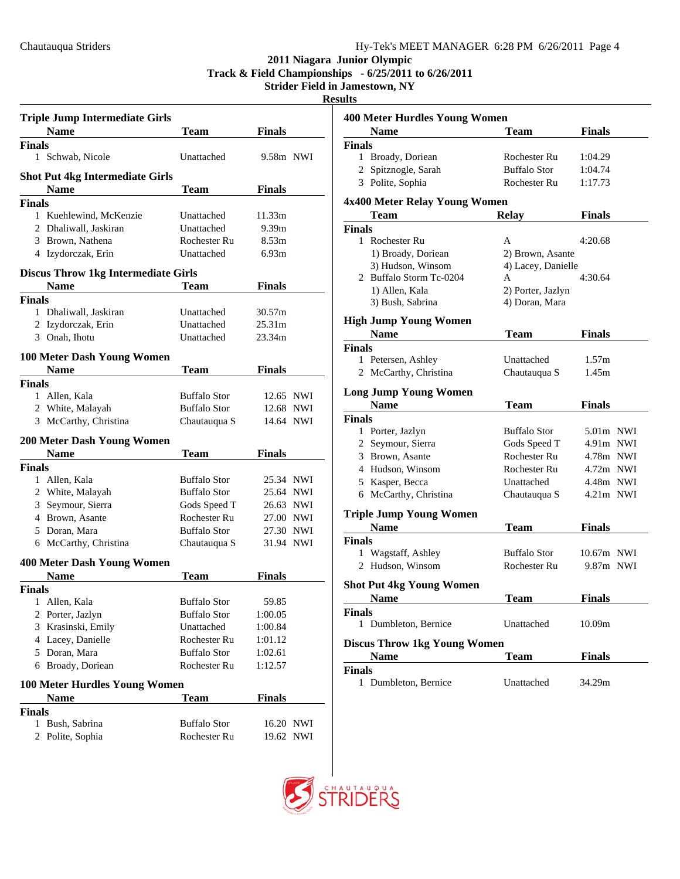2011 Niagara Junior Olympic
Track & Field Championships - 6/25/2011 to 6/26/2011
Strider Field in Jamestown, NY
Results

### Triple Jump Intermediate Girls

| | Name | Team | Finals | |
|---|---|---|---|---|
| **Finals** | | | | |
| 1 | Schwab, Nicole | Unattached | 9.58m | NWI |

### Shot Put 4kg Intermediate Girls

| | Name | Team | Finals |
|---|---|---|---|
| **Finals** | | | |
| 1 | Kuehlewind, McKenzie | Unattached | 11.33m |
| 2 | Dhaliwall, Jaskiran | Unattached | 9.39m |
| 3 | Brown, Nathena | Rochester Ru | 8.53m |
| 4 | Izydorczak, Erin | Unattached | 6.93m |

### Discus Throw 1kg Intermediate Girls

| | Name | Team | Finals |
|---|---|---|---|
| **Finals** | | | |
| 1 | Dhaliwall, Jaskiran | Unattached | 30.57m |
| 2 | Izydorczak, Erin | Unattached | 25.31m |
| 3 | Onah, Ihotu | Unattached | 23.34m |

### 100 Meter Dash Young Women

| | Name | Team | Finals | |
|---|---|---|---|---|
| **Finals** | | | | |
| 1 | Allen, Kala | Buffalo Stor | 12.65 | NWI |
| 2 | White, Malayah | Buffalo Stor | 12.68 | NWI |
| 3 | McCarthy, Christina | Chautauqua S | 14.64 | NWI |

### 200 Meter Dash Young Women

| | Name | Team | Finals | |
|---|---|---|---|---|
| **Finals** | | | | |
| 1 | Allen, Kala | Buffalo Stor | 25.34 | NWI |
| 2 | White, Malayah | Buffalo Stor | 25.64 | NWI |
| 3 | Seymour, Sierra | Gods Speed T | 26.63 | NWI |
| 4 | Brown, Asante | Rochester Ru | 27.00 | NWI |
| 5 | Doran, Mara | Buffalo Stor | 27.30 | NWI |
| 6 | McCarthy, Christina | Chautauqua S | 31.94 | NWI |

### 400 Meter Dash Young Women

| | Name | Team | Finals |
|---|---|---|---|
| **Finals** | | | |
| 1 | Allen, Kala | Buffalo Stor | 59.85 |
| 2 | Porter, Jazlyn | Buffalo Stor | 1:00.05 |
| 3 | Krasinski, Emily | Unattached | 1:00.84 |
| 4 | Lacey, Danielle | Rochester Ru | 1:01.12 |
| 5 | Doran, Mara | Buffalo Stor | 1:02.61 |
| 6 | Broady, Doriean | Rochester Ru | 1:12.57 |

### 100 Meter Hurdles Young Women

| | Name | Team | Finals | |
|---|---|---|---|---|
| **Finals** | | | | |
| 1 | Bush, Sabrina | Buffalo Stor | 16.20 | NWI |
| 2 | Polite, Sophia | Rochester Ru | 19.62 | NWI |

### 400 Meter Hurdles Young Women

| | Name | Team | Finals |
|---|---|---|---|
| **Finals** | | | |
| 1 | Broady, Doriean | Rochester Ru | 1:04.29 |
| 2 | Spitznogle, Sarah | Buffalo Stor | 1:04.74 |
| 3 | Polite, Sophia | Rochester Ru | 1:17.73 |

### 4x400 Meter Relay Young Women

| | Team | Relay | Finals |
|---|---|---|---|
| **Finals** | | | |
| 1 | Rochester Ru | A | 4:20.68 |
| | 1) Broady, Doriean | 2) Brown, Asante | |
| | 3) Hudson, Winsom | 4) Lacey, Danielle | |
| 2 | Buffalo Storm Tc-0204 | A | 4:30.64 |
| | 1) Allen, Kala | 2) Porter, Jazlyn | |
| | 3) Bush, Sabrina | 4) Doran, Mara | |

### High Jump Young Women

| | Name | Team | Finals |
|---|---|---|---|
| **Finals** | | | |
| 1 | Petersen, Ashley | Unattached | 1.57m |
| 2 | McCarthy, Christina | Chautauqua S | 1.45m |

### Long Jump Young Women

| | Name | Team | Finals | |
|---|---|---|---|---|
| **Finals** | | | | |
| 1 | Porter, Jazlyn | Buffalo Stor | 5.01m | NWI |
| 2 | Seymour, Sierra | Gods Speed T | 4.91m | NWI |
| 3 | Brown, Asante | Rochester Ru | 4.78m | NWI |
| 4 | Hudson, Winsom | Rochester Ru | 4.72m | NWI |
| 5 | Kasper, Becca | Unattached | 4.48m | NWI |
| 6 | McCarthy, Christina | Chautauqua S | 4.21m | NWI |

### Triple Jump Young Women

| | Name | Team | Finals | |
|---|---|---|---|---|
| **Finals** | | | | |
| 1 | Wagstaff, Ashley | Buffalo Stor | 10.67m | NWI |
| 2 | Hudson, Winsom | Rochester Ru | 9.87m | NWI |

### Shot Put 4kg Young Women

| | Name | Team | Finals |
|---|---|---|---|
| **Finals** | | | |
| 1 | Dumbleton, Bernice | Unattached | 10.09m |

### Discus Throw 1kg Young Women

| | Name | Team | Finals |
|---|---|---|---|
| **Finals** | | | |
| 1 | Dumbleton, Bernice | Unattached | 34.29m |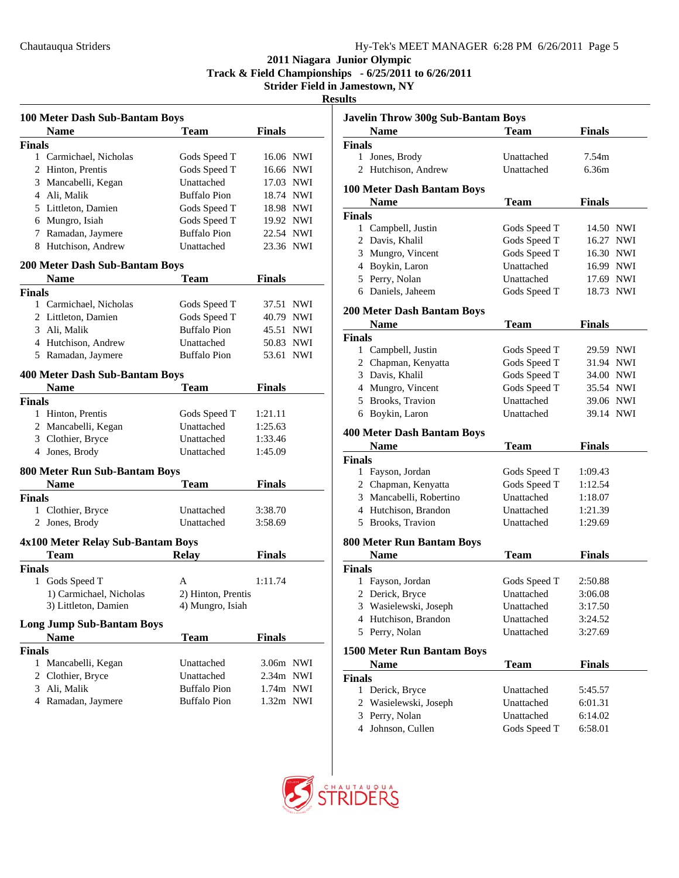# 2011 Niagara Junior Olympic
## Track & Field Championships - 6/25/2011 to 6/26/2011
## Strider Field in Jamestown, NY
## Results

### 100 Meter Dash Sub-Bantam Boys

| | Name | Team | Finals | |
|---|---|---|---|---|
| **Finals** | | | | |
| 1 | Carmichael, Nicholas | Gods Speed T | 16.06 | NWI |
| 2 | Hinton, Prentis | Gods Speed T | 16.66 | NWI |
| 3 | Mancabelli, Kegan | Unattached | 17.03 | NWI |
| 4 | Ali, Malik | Buffalo Pion | 18.74 | NWI |
| 5 | Littleton, Damien | Gods Speed T | 18.98 | NWI |
| 6 | Mungro, Isiah | Gods Speed T | 19.92 | NWI |
| 7 | Ramadan, Jaymere | Buffalo Pion | 22.54 | NWI |
| 8 | Hutchison, Andrew | Unattached | 23.36 | NWI |

### 200 Meter Dash Sub-Bantam Boys

| | Name | Team | Finals | |
|---|---|---|---|---|
| **Finals** | | | | |
| 1 | Carmichael, Nicholas | Gods Speed T | 37.51 | NWI |
| 2 | Littleton, Damien | Gods Speed T | 40.79 | NWI |
| 3 | Ali, Malik | Buffalo Pion | 45.51 | NWI |
| 4 | Hutchison, Andrew | Unattached | 50.83 | NWI |
| 5 | Ramadan, Jaymere | Buffalo Pion | 53.61 | NWI |

### 400 Meter Dash Sub-Bantam Boys

| | Name | Team | Finals |
|---|---|---|---|
| **Finals** | | | |
| 1 | Hinton, Prentis | Gods Speed T | 1:21.11 |
| 2 | Mancabelli, Kegan | Unattached | 1:25.63 |
| 3 | Clothier, Bryce | Unattached | 1:33.46 |
| 4 | Jones, Brody | Unattached | 1:45.09 |

### 800 Meter Run Sub-Bantam Boys

| | Name | Team | Finals |
|---|---|---|---|
| **Finals** | | | |
| 1 | Clothier, Bryce | Unattached | 3:38.70 |
| 2 | Jones, Brody | Unattached | 3:58.69 |

### 4x100 Meter Relay Sub-Bantam Boys

| | Team | Relay | Finals |
|---|---|---|---|
| **Finals** | | | |
| 1 | Gods Speed T | A | 1:11.74 |
| | 1) Carmichael, Nicholas | 2) Hinton, Prentis | |
| | 3) Littleton, Damien | 4) Mungro, Isiah | |

### Long Jump Sub-Bantam Boys

| | Name | Team | Finals | |
|---|---|---|---|---|
| **Finals** | | | | |
| 1 | Mancabelli, Kegan | Unattached | 3.06m | NWI |
| 2 | Clothier, Bryce | Unattached | 2.34m | NWI |
| 3 | Ali, Malik | Buffalo Pion | 1.74m | NWI |
| 4 | Ramadan, Jaymere | Buffalo Pion | 1.32m | NWI |

### Javelin Throw 300g Sub-Bantam Boys

| | Name | Team | Finals |
|---|---|---|---|
| **Finals** | | | |
| 1 | Jones, Brody | Unattached | 7.54m |
| 2 | Hutchison, Andrew | Unattached | 6.36m |

### 100 Meter Dash Bantam Boys

| | Name | Team | Finals | |
|---|---|---|---|---|
| **Finals** | | | | |
| 1 | Campbell, Justin | Gods Speed T | 14.50 | NWI |
| 2 | Davis, Khalil | Gods Speed T | 16.27 | NWI |
| 3 | Mungro, Vincent | Gods Speed T | 16.30 | NWI |
| 4 | Boykin, Laron | Unattached | 16.99 | NWI |
| 5 | Perry, Nolan | Unattached | 17.69 | NWI |
| 6 | Daniels, Jaheem | Gods Speed T | 18.73 | NWI |

### 200 Meter Dash Bantam Boys

| | Name | Team | Finals | |
|---|---|---|---|---|
| **Finals** | | | | |
| 1 | Campbell, Justin | Gods Speed T | 29.59 | NWI |
| 2 | Chapman, Kenyatta | Gods Speed T | 31.94 | NWI |
| 3 | Davis, Khalil | Gods Speed T | 34.00 | NWI |
| 4 | Mungro, Vincent | Gods Speed T | 35.54 | NWI |
| 5 | Brooks, Travion | Unattached | 39.06 | NWI |
| 6 | Boykin, Laron | Unattached | 39.14 | NWI |

### 400 Meter Dash Bantam Boys

| | Name | Team | Finals |
|---|---|---|---|
| **Finals** | | | |
| 1 | Fayson, Jordan | Gods Speed T | 1:09.43 |
| 2 | Chapman, Kenyatta | Gods Speed T | 1:12.54 |
| 3 | Mancabelli, Robertino | Unattached | 1:18.07 |
| 4 | Hutchison, Brandon | Unattached | 1:21.39 |
| 5 | Brooks, Travion | Unattached | 1:29.69 |

### 800 Meter Run Bantam Boys

| | Name | Team | Finals |
|---|---|---|---|
| **Finals** | | | |
| 1 | Fayson, Jordan | Gods Speed T | 2:50.88 |
| 2 | Derick, Bryce | Unattached | 3:06.08 |
| 3 | Wasielewski, Joseph | Unattached | 3:17.50 |
| 4 | Hutchison, Brandon | Unattached | 3:24.52 |
| 5 | Perry, Nolan | Unattached | 3:27.69 |

### 1500 Meter Run Bantam Boys

| | Name | Team | Finals |
|---|---|---|---|
| **Finals** | | | |
| 1 | Derick, Bryce | Unattached | 5:45.57 |
| 2 | Wasielewski, Joseph | Unattached | 6:01.31 |
| 3 | Perry, Nolan | Unattached | 6:14.02 |
| 4 | Johnson, Cullen | Gods Speed T | 6:58.01 |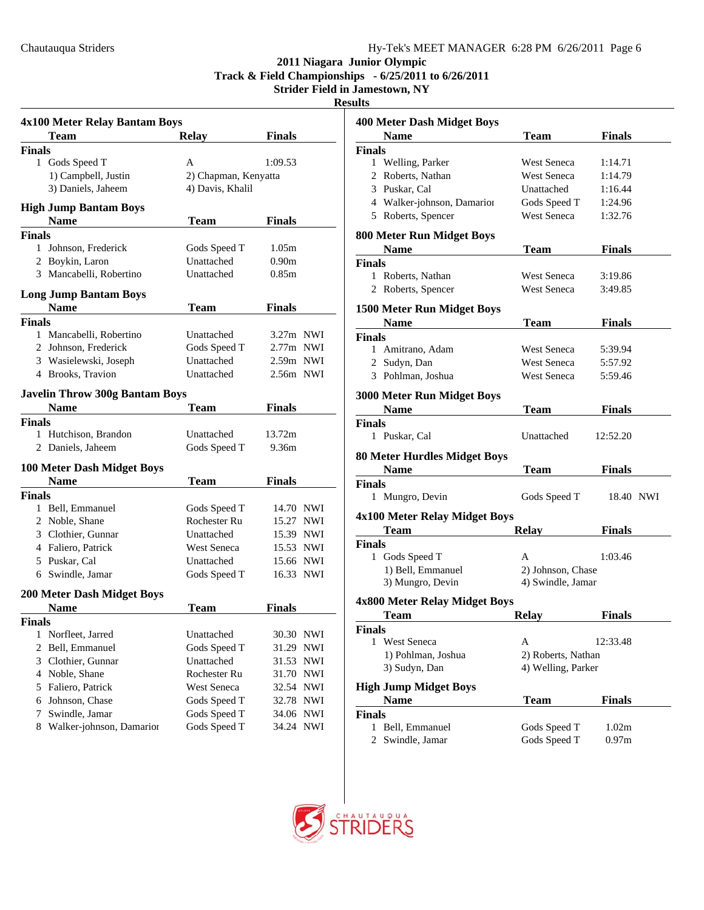# 2011 Niagara Junior Olympic
## Track & Field Championships - 6/25/2011 to 6/26/2011
## Strider Field in Jamestown, NY
## Results

### 4x100 Meter Relay Bantam Boys

| | Team | Relay | Finals |
|---|---|---|---|
| **Finals** | | | |
| 1 | Gods Speed T | A | 1:09.53 |
| | 1) Campbell, Justin | 2) Chapman, Kenyatta | |
| | 3) Daniels, Jaheem | 4) Davis, Khalil | |

### High Jump Bantam Boys

| | Name | Team | Finals |
|---|---|---|---|
| **Finals** | | | |
| 1 | Johnson, Frederick | Gods Speed T | 1.05m |
| 2 | Boykin, Laron | Unattached | 0.90m |
| 3 | Mancabelli, Robertino | Unattached | 0.85m |

### Long Jump Bantam Boys

| | Name | Team | Finals | |
|---|---|---|---|---|
| **Finals** | | | | |
| 1 | Mancabelli, Robertino | Unattached | 3.27m | NWI |
| 2 | Johnson, Frederick | Gods Speed T | 2.77m | NWI |
| 3 | Wasielewski, Joseph | Unattached | 2.59m | NWI |
| 4 | Brooks, Travion | Unattached | 2.56m | NWI |

### Javelin Throw 300g Bantam Boys

| | Name | Team | Finals |
|---|---|---|---|
| **Finals** | | | |
| 1 | Hutchison, Brandon | Unattached | 13.72m |
| 2 | Daniels, Jaheem | Gods Speed T | 9.36m |

### 100 Meter Dash Midget Boys

| | Name | Team | Finals | |
|---|---|---|---|---|
| **Finals** | | | | |
| 1 | Bell, Emmanuel | Gods Speed T | 14.70 | NWI |
| 2 | Noble, Shane | Rochester Ru | 15.27 | NWI |
| 3 | Clothier, Gunnar | Unattached | 15.39 | NWI |
| 4 | Faliero, Patrick | West Seneca | 15.53 | NWI |
| 5 | Puskar, Cal | Unattached | 15.66 | NWI |
| 6 | Swindle, Jamar | Gods Speed T | 16.33 | NWI |

### 200 Meter Dash Midget Boys

| | Name | Team | Finals | |
|---|---|---|---|---|
| **Finals** | | | | |
| 1 | Norfleet, Jarred | Unattached | 30.30 | NWI |
| 2 | Bell, Emmanuel | Gods Speed T | 31.29 | NWI |
| 3 | Clothier, Gunnar | Unattached | 31.53 | NWI |
| 4 | Noble, Shane | Rochester Ru | 31.70 | NWI |
| 5 | Faliero, Patrick | West Seneca | 32.54 | NWI |
| 6 | Johnson, Chase | Gods Speed T | 32.78 | NWI |
| 7 | Swindle, Jamar | Gods Speed T | 34.06 | NWI |
| 8 | Walker-johnson, Damarior | Gods Speed T | 34.24 | NWI |

### 400 Meter Dash Midget Boys

| | Name | Team | Finals |
|---|---|---|---|
| **Finals** | | | |
| 1 | Welling, Parker | West Seneca | 1:14.71 |
| 2 | Roberts, Nathan | West Seneca | 1:14.79 |
| 3 | Puskar, Cal | Unattached | 1:16.44 |
| 4 | Walker-johnson, Damarior | Gods Speed T | 1:24.96 |
| 5 | Roberts, Spencer | West Seneca | 1:32.76 |

### 800 Meter Run Midget Boys

| | Name | Team | Finals |
|---|---|---|---|
| **Finals** | | | |
| 1 | Roberts, Nathan | West Seneca | 3:19.86 |
| 2 | Roberts, Spencer | West Seneca | 3:49.85 |

### 1500 Meter Run Midget Boys

| | Name | Team | Finals |
|---|---|---|---|
| **Finals** | | | |
| 1 | Amitrano, Adam | West Seneca | 5:39.94 |
| 2 | Sudyn, Dan | West Seneca | 5:57.92 |
| 3 | Pohlman, Joshua | West Seneca | 5:59.46 |

### 3000 Meter Run Midget Boys

| | Name | Team | Finals |
|---|---|---|---|
| **Finals** | | | |
| 1 | Puskar, Cal | Unattached | 12:52.20 |

### 80 Meter Hurdles Midget Boys

| | Name | Team | Finals | |
|---|---|---|---|---|
| **Finals** | | | | |
| 1 | Mungro, Devin | Gods Speed T | 18.40 | NWI |

### 4x100 Meter Relay Midget Boys

| | Team | Relay | Finals |
|---|---|---|---|
| **Finals** | | | |
| 1 | Gods Speed T | A | 1:03.46 |
| | 1) Bell, Emmanuel | 2) Johnson, Chase | |
| | 3) Mungro, Devin | 4) Swindle, Jamar | |

### 4x800 Meter Relay Midget Boys

| | Team | Relay | Finals |
|---|---|---|---|
| **Finals** | | | |
| 1 | West Seneca | A | 12:33.48 |
| | 1) Pohlman, Joshua | 2) Roberts, Nathan | |
| | 3) Sudyn, Dan | 4) Welling, Parker | |

### High Jump Midget Boys

| | Name | Team | Finals |
|---|---|---|---|
| **Finals** | | | |
| 1 | Bell, Emmanuel | Gods Speed T | 1.02m |
| 2 | Swindle, Jamar | Gods Speed T | 0.97m |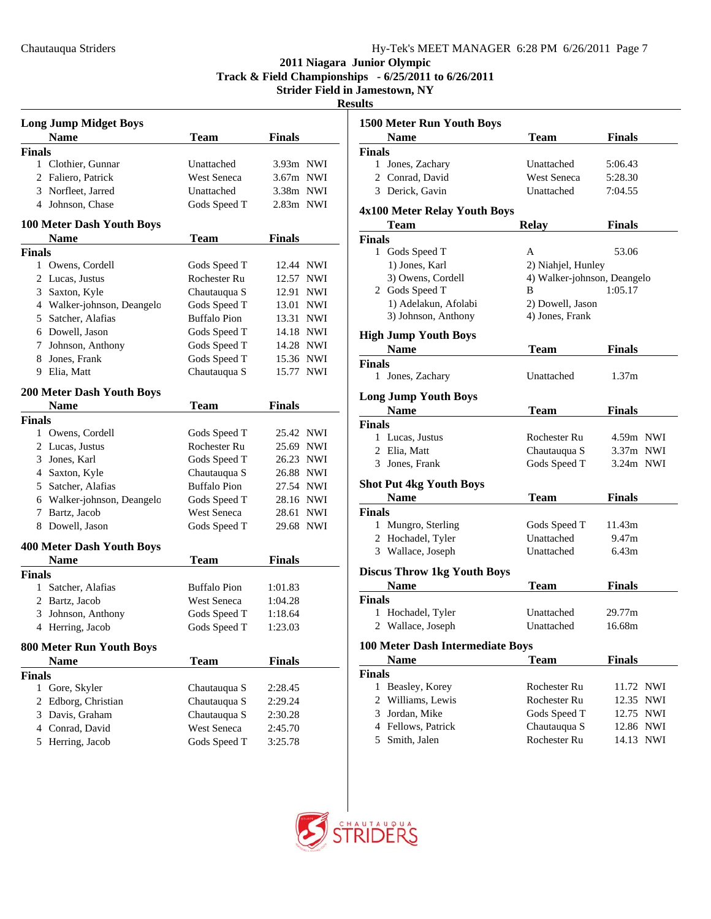# 2011 Niagara Junior Olympic
## Track & Field Championships - 6/25/2011 to 6/26/2011
### Strider Field in Jamestown, NY
### Results

### Long Jump Midget Boys

| | Name | Team | Finals | |
|---|---|---|---|---|
| **Finals** | | | | |
| 1 | Clothier, Gunnar | Unattached | 3.93m | NWI |
| 2 | Faliero, Patrick | West Seneca | 3.67m | NWI |
| 3 | Norfleet, Jarred | Unattached | 3.38m | NWI |
| 4 | Johnson, Chase | Gods Speed T | 2.83m | NWI |

### 100 Meter Dash Youth Boys

| | Name | Team | Finals | |
|---|---|---|---|---|
| **Finals** | | | | |
| 1 | Owens, Cordell | Gods Speed T | 12.44 | NWI |
| 2 | Lucas, Justus | Rochester Ru | 12.57 | NWI |
| 3 | Saxton, Kyle | Chautauqua S | 12.91 | NWI |
| 4 | Walker-johnson, Deangelo | Gods Speed T | 13.01 | NWI |
| 5 | Satcher, Alafias | Buffalo Pion | 13.31 | NWI |
| 6 | Dowell, Jason | Gods Speed T | 14.18 | NWI |
| 7 | Johnson, Anthony | Gods Speed T | 14.28 | NWI |
| 8 | Jones, Frank | Gods Speed T | 15.36 | NWI |
| 9 | Elia, Matt | Chautauqua S | 15.77 | NWI |

### 200 Meter Dash Youth Boys

| | Name | Team | Finals | |
|---|---|---|---|---|
| **Finals** | | | | |
| 1 | Owens, Cordell | Gods Speed T | 25.42 | NWI |
| 2 | Lucas, Justus | Rochester Ru | 25.69 | NWI |
| 3 | Jones, Karl | Gods Speed T | 26.23 | NWI |
| 4 | Saxton, Kyle | Chautauqua S | 26.88 | NWI |
| 5 | Satcher, Alafias | Buffalo Pion | 27.54 | NWI |
| 6 | Walker-johnson, Deangelo | Gods Speed T | 28.16 | NWI |
| 7 | Bartz, Jacob | West Seneca | 28.61 | NWI |
| 8 | Dowell, Jason | Gods Speed T | 29.68 | NWI |

### 400 Meter Dash Youth Boys

| | Name | Team | Finals |
|---|---|---|---|
| **Finals** | | | |
| 1 | Satcher, Alafias | Buffalo Pion | 1:01.83 |
| 2 | Bartz, Jacob | West Seneca | 1:04.28 |
| 3 | Johnson, Anthony | Gods Speed T | 1:18.64 |
| 4 | Herring, Jacob | Gods Speed T | 1:23.03 |

### 800 Meter Run Youth Boys

| | Name | Team | Finals |
|---|---|---|---|
| **Finals** | | | |
| 1 | Gore, Skyler | Chautauqua S | 2:28.45 |
| 2 | Edborg, Christian | Chautauqua S | 2:29.24 |
| 3 | Davis, Graham | Chautauqua S | 2:30.28 |
| 4 | Conrad, David | West Seneca | 2:45.70 |
| 5 | Herring, Jacob | Gods Speed T | 3:25.78 |

### 1500 Meter Run Youth Boys

| | Name | Team | Finals |
|---|---|---|---|
| **Finals** | | | |
| 1 | Jones, Zachary | Unattached | 5:06.43 |
| 2 | Conrad, David | West Seneca | 5:28.30 |
| 3 | Derick, Gavin | Unattached | 7:04.55 |

### 4x100 Meter Relay Youth Boys

| | Team | Relay | Finals |
|---|---|---|---|
| **Finals** | | | |
| 1 | Gods Speed T | A | 53.06 |
| | 1) Jones, Karl | 2) Niahjel, Hunley | |
| | 3) Owens, Cordell | 4) Walker-johnson, Deangelo | |
| 2 | Gods Speed T | B | 1:05.17 |
| | 1) Adelakun, Afolabi | 2) Dowell, Jason | |
| | 3) Johnson, Anthony | 4) Jones, Frank | |

### High Jump Youth Boys

| | Name | Team | Finals |
|---|---|---|---|
| **Finals** | | | |
| 1 | Jones, Zachary | Unattached | 1.37m |

### Long Jump Youth Boys

| | Name | Team | Finals | |
|---|---|---|---|---|
| **Finals** | | | | |
| 1 | Lucas, Justus | Rochester Ru | 4.59m | NWI |
| 2 | Elia, Matt | Chautauqua S | 3.37m | NWI |
| 3 | Jones, Frank | Gods Speed T | 3.24m | NWI |

### Shot Put 4kg Youth Boys

| | Name | Team | Finals |
|---|---|---|---|
| **Finals** | | | |
| 1 | Mungro, Sterling | Gods Speed T | 11.43m |
| 2 | Hochadel, Tyler | Unattached | 9.47m |
| 3 | Wallace, Joseph | Unattached | 6.43m |

### Discus Throw 1kg Youth Boys

| | Name | Team | Finals |
|---|---|---|---|
| **Finals** | | | |
| 1 | Hochadel, Tyler | Unattached | 29.77m |
| 2 | Wallace, Joseph | Unattached | 16.68m |

### 100 Meter Dash Intermediate Boys

| | Name | Team | Finals | |
|---|---|---|---|---|
| **Finals** | | | | |
| 1 | Beasley, Korey | Rochester Ru | 11.72 | NWI |
| 2 | Williams, Lewis | Rochester Ru | 12.35 | NWI |
| 3 | Jordan, Mike | Gods Speed T | 12.75 | NWI |
| 4 | Fellows, Patrick | Chautauqua S | 12.86 | NWI |
| 5 | Smith, Jalen | Rochester Ru | 14.13 | NWI |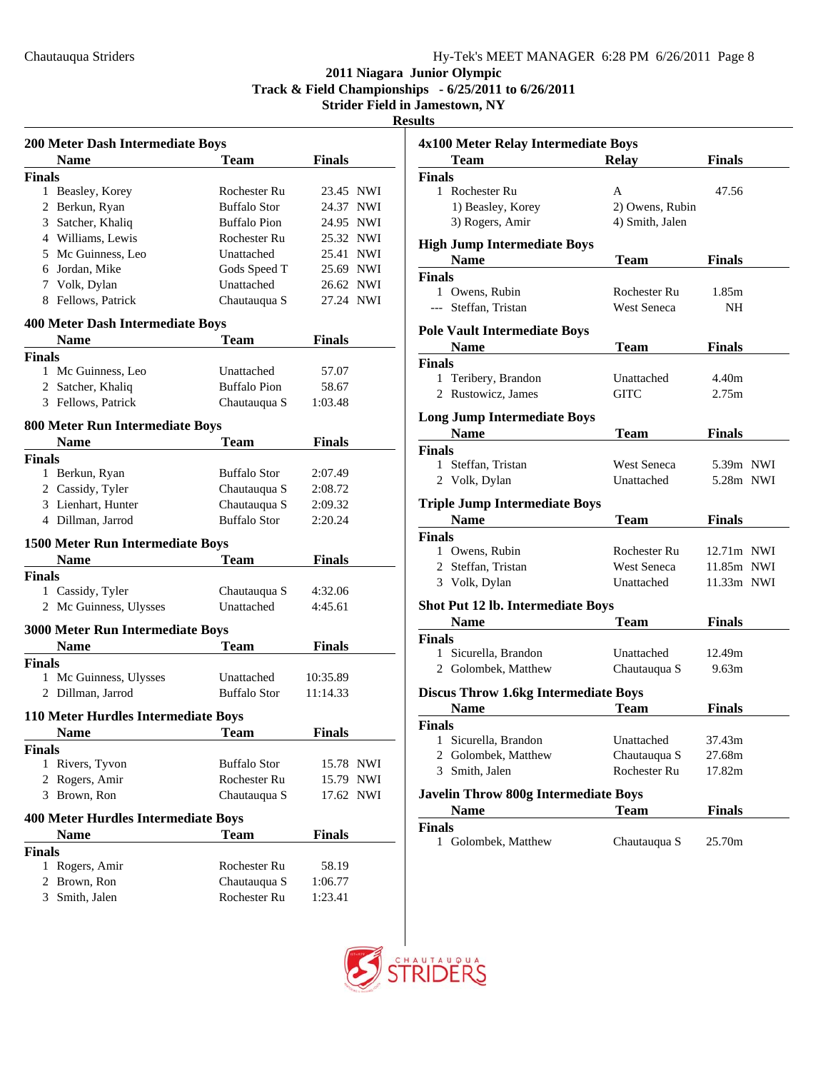# 2011 Niagara Junior Olympic
## Track & Field Championships - 6/25/2011 to 6/26/2011
### Strider Field in Jamestown, NY
### Results

**200 Meter Dash Intermediate Boys**

| | Name | Team | Finals | |
|---|---|---|---|---|
| **Finals** | | | | |
| 1 | Beasley, Korey | Rochester Ru | 23.45 | NWI |
| 2 | Berkun, Ryan | Buffalo Stor | 24.37 | NWI |
| 3 | Satcher, Khaliq | Buffalo Pion | 24.95 | NWI |
| 4 | Williams, Lewis | Rochester Ru | 25.32 | NWI |
| 5 | Mc Guinness, Leo | Unattached | 25.41 | NWI |
| 6 | Jordan, Mike | Gods Speed T | 25.69 | NWI |
| 7 | Volk, Dylan | Unattached | 26.62 | NWI |
| 8 | Fellows, Patrick | Chautauqua S | 27.24 | NWI |

**400 Meter Dash Intermediate Boys**

| | Name | Team | Finals |
|---|---|---|---|
| **Finals** | | | |
| 1 | Mc Guinness, Leo | Unattached | 57.07 |
| 2 | Satcher, Khaliq | Buffalo Pion | 58.67 |
| 3 | Fellows, Patrick | Chautauqua S | 1:03.48 |

**800 Meter Run Intermediate Boys**

| | Name | Team | Finals |
|---|---|---|---|
| **Finals** | | | |
| 1 | Berkun, Ryan | Buffalo Stor | 2:07.49 |
| 2 | Cassidy, Tyler | Chautauqua S | 2:08.72 |
| 3 | Lienhart, Hunter | Chautauqua S | 2:09.32 |
| 4 | Dillman, Jarrod | Buffalo Stor | 2:20.24 |

**1500 Meter Run Intermediate Boys**

| | Name | Team | Finals |
|---|---|---|---|
| **Finals** | | | |
| 1 | Cassidy, Tyler | Chautauqua S | 4:32.06 |
| 2 | Mc Guinness, Ulysses | Unattached | 4:45.61 |

**3000 Meter Run Intermediate Boys**

| | Name | Team | Finals |
|---|---|---|---|
| **Finals** | | | |
| 1 | Mc Guinness, Ulysses | Unattached | 10:35.89 |
| 2 | Dillman, Jarrod | Buffalo Stor | 11:14.33 |

**110 Meter Hurdles Intermediate Boys**

| | Name | Team | Finals | |
|---|---|---|---|---|
| **Finals** | | | | |
| 1 | Rivers, Tyvon | Buffalo Stor | 15.78 | NWI |
| 2 | Rogers, Amir | Rochester Ru | 15.79 | NWI |
| 3 | Brown, Ron | Chautauqua S | 17.62 | NWI |

**400 Meter Hurdles Intermediate Boys**

| | Name | Team | Finals |
|---|---|---|---|
| **Finals** | | | |
| 1 | Rogers, Amir | Rochester Ru | 58.19 |
| 2 | Brown, Ron | Chautauqua S | 1:06.77 |
| 3 | Smith, Jalen | Rochester Ru | 1:23.41 |

**4x100 Meter Relay Intermediate Boys**

| | Team | Relay | Finals |
|---|---|---|---|
| **Finals** | | | |
| 1 | Rochester Ru | A | 47.56 |
| | 1) Beasley, Korey | 2) Owens, Rubin | |
| | 3) Rogers, Amir | 4) Smith, Jalen | |

**High Jump Intermediate Boys**

| | Name | Team | Finals |
|---|---|---|---|
| **Finals** | | | |
| 1 | Owens, Rubin | Rochester Ru | 1.85m |
| --- | Steffan, Tristan | West Seneca | NH |

**Pole Vault Intermediate Boys**

| | Name | Team | Finals |
|---|---|---|---|
| **Finals** | | | |
| 1 | Teribery, Brandon | Unattached | 4.40m |
| 2 | Rustowicz, James | GITC | 2.75m |

**Long Jump Intermediate Boys**

| | Name | Team | Finals | |
|---|---|---|---|---|
| **Finals** | | | | |
| 1 | Steffan, Tristan | West Seneca | 5.39m | NWI |
| 2 | Volk, Dylan | Unattached | 5.28m | NWI |

**Triple Jump Intermediate Boys**

| | Name | Team | Finals | |
|---|---|---|---|---|
| **Finals** | | | | |
| 1 | Owens, Rubin | Rochester Ru | 12.71m | NWI |
| 2 | Steffan, Tristan | West Seneca | 11.85m | NWI |
| 3 | Volk, Dylan | Unattached | 11.33m | NWI |

**Shot Put 12 lb. Intermediate Boys**

| | Name | Team | Finals |
|---|---|---|---|
| **Finals** | | | |
| 1 | Sicurella, Brandon | Unattached | 12.49m |
| 2 | Golombek, Matthew | Chautauqua S | 9.63m |

**Discus Throw 1.6kg Intermediate Boys**

| | Name | Team | Finals |
|---|---|---|---|
| **Finals** | | | |
| 1 | Sicurella, Brandon | Unattached | 37.43m |
| 2 | Golombek, Matthew | Chautauqua S | 27.68m |
| 3 | Smith, Jalen | Rochester Ru | 17.82m |

**Javelin Throw 800g Intermediate Boys**

| | Name | Team | Finals |
|---|---|---|---|
| **Finals** | | | |
| 1 | Golombek, Matthew | Chautauqua S | 25.70m |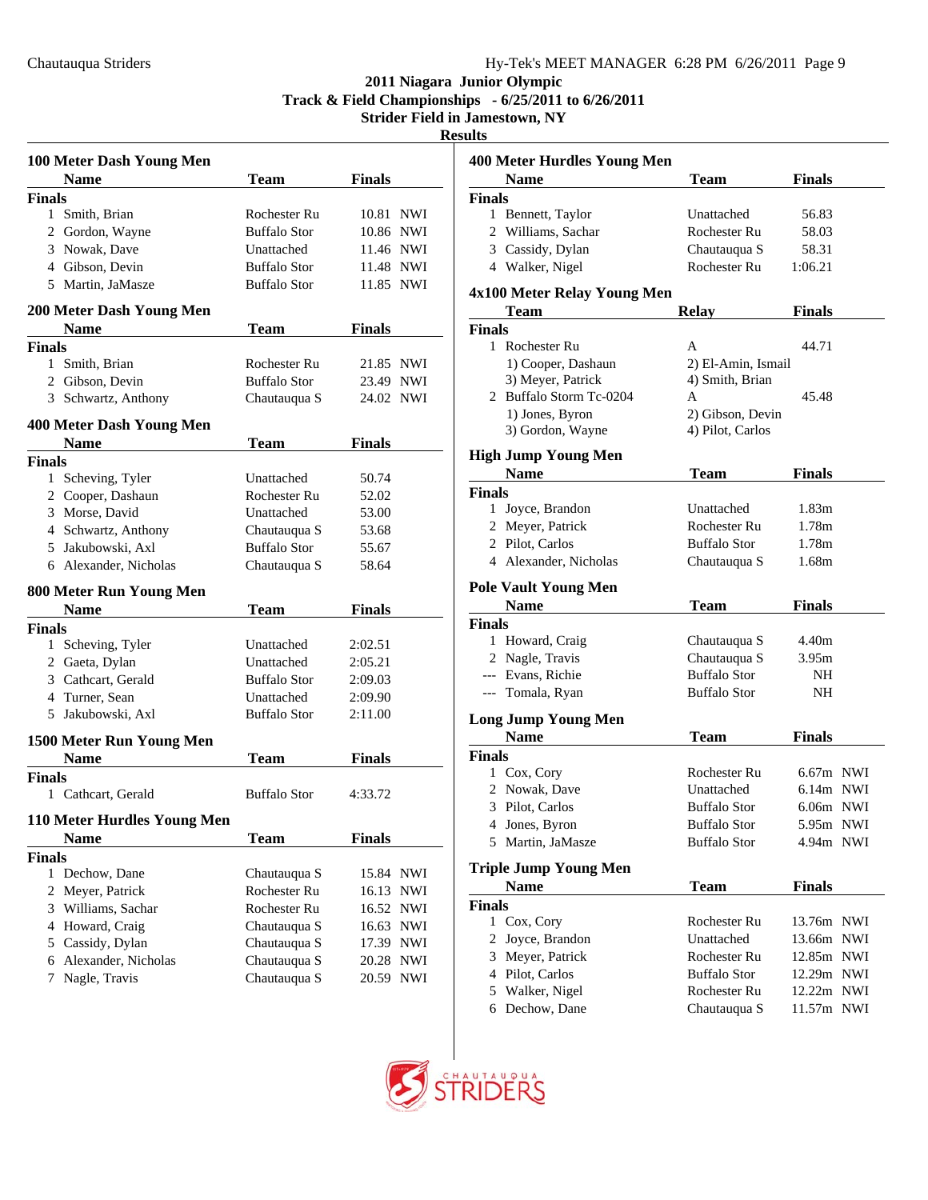# 2011 Niagara Junior Olympic
## Track & Field Championships - 6/25/2011 to 6/26/2011
## Strider Field in Jamestown, NY
## Results

### 100 Meter Dash Young Men

| | Name | Team | Finals | |
|---|---|---|---|---|
| **Finals** | | | | |
| 1 | Smith, Brian | Rochester Ru | 10.81 | NWI |
| 2 | Gordon, Wayne | Buffalo Stor | 10.86 | NWI |
| 3 | Nowak, Dave | Unattached | 11.46 | NWI |
| 4 | Gibson, Devin | Buffalo Stor | 11.48 | NWI |
| 5 | Martin, JaMasze | Buffalo Stor | 11.85 | NWI |

### 200 Meter Dash Young Men

| | Name | Team | Finals | |
|---|---|---|---|---|
| **Finals** | | | | |
| 1 | Smith, Brian | Rochester Ru | 21.85 | NWI |
| 2 | Gibson, Devin | Buffalo Stor | 23.49 | NWI |
| 3 | Schwartz, Anthony | Chautauqua S | 24.02 | NWI |

### 400 Meter Dash Young Men

| | Name | Team | Finals |
|---|---|---|---|
| **Finals** | | | |
| 1 | Scheving, Tyler | Unattached | 50.74 |
| 2 | Cooper, Dashaun | Rochester Ru | 52.02 |
| 3 | Morse, David | Unattached | 53.00 |
| 4 | Schwartz, Anthony | Chautauqua S | 53.68 |
| 5 | Jakubowski, Axl | Buffalo Stor | 55.67 |
| 6 | Alexander, Nicholas | Chautauqua S | 58.64 |

### 800 Meter Run Young Men

| | Name | Team | Finals |
|---|---|---|---|
| **Finals** | | | |
| 1 | Scheving, Tyler | Unattached | 2:02.51 |
| 2 | Gaeta, Dylan | Unattached | 2:05.21 |
| 3 | Cathcart, Gerald | Buffalo Stor | 2:09.03 |
| 4 | Turner, Sean | Unattached | 2:09.90 |
| 5 | Jakubowski, Axl | Buffalo Stor | 2:11.00 |

### 1500 Meter Run Young Men

| | Name | Team | Finals |
|---|---|---|---|
| **Finals** | | | |
| 1 | Cathcart, Gerald | Buffalo Stor | 4:33.72 |

### 110 Meter Hurdles Young Men

| | Name | Team | Finals | |
|---|---|---|---|---|
| **Finals** | | | | |
| 1 | Dechow, Dane | Chautauqua S | 15.84 | NWI |
| 2 | Meyer, Patrick | Rochester Ru | 16.13 | NWI |
| 3 | Williams, Sachar | Rochester Ru | 16.52 | NWI |
| 4 | Howard, Craig | Chautauqua S | 16.63 | NWI |
| 5 | Cassidy, Dylan | Chautauqua S | 17.39 | NWI |
| 6 | Alexander, Nicholas | Chautauqua S | 20.28 | NWI |
| 7 | Nagle, Travis | Chautauqua S | 20.59 | NWI |

### 400 Meter Hurdles Young Men

| | Name | Team | Finals |
|---|---|---|---|
| **Finals** | | | |
| 1 | Bennett, Taylor | Unattached | 56.83 |
| 2 | Williams, Sachar | Rochester Ru | 58.03 |
| 3 | Cassidy, Dylan | Chautauqua S | 58.31 |
| 4 | Walker, Nigel | Rochester Ru | 1:06.21 |

### 4x100 Meter Relay Young Men

| | Team | Relay | Finals |
|---|---|---|---|
| **Finals** | | | |
| 1 | Rochester Ru | A | 44.71 |
| | 1) Cooper, Dashaun | 2) El-Amin, Ismail | |
| | 3) Meyer, Patrick | 4) Smith, Brian | |
| 2 | Buffalo Storm Tc-0204 | A | 45.48 |
| | 1) Jones, Byron | 2) Gibson, Devin | |
| | 3) Gordon, Wayne | 4) Pilot, Carlos | |

### High Jump Young Men

| | Name | Team | Finals |
|---|---|---|---|
| **Finals** | | | |
| 1 | Joyce, Brandon | Unattached | 1.83m |
| 2 | Meyer, Patrick | Rochester Ru | 1.78m |
| 2 | Pilot, Carlos | Buffalo Stor | 1.78m |
| 4 | Alexander, Nicholas | Chautauqua S | 1.68m |

### Pole Vault Young Men

| | Name | Team | Finals |
|---|---|---|---|
| **Finals** | | | |
| 1 | Howard, Craig | Chautauqua S | 4.40m |
| 2 | Nagle, Travis | Chautauqua S | 3.95m |
| --- | Evans, Richie | Buffalo Stor | NH |
| --- | Tomala, Ryan | Buffalo Stor | NH |

### Long Jump Young Men

| | Name | Team | Finals | |
|---|---|---|---|---|
| **Finals** | | | | |
| 1 | Cox, Cory | Rochester Ru | 6.67m | NWI |
| 2 | Nowak, Dave | Unattached | 6.14m | NWI |
| 3 | Pilot, Carlos | Buffalo Stor | 6.06m | NWI |
| 4 | Jones, Byron | Buffalo Stor | 5.95m | NWI |
| 5 | Martin, JaMasze | Buffalo Stor | 4.94m | NWI |

### Triple Jump Young Men

| | Name | Team | Finals | |
|---|---|---|---|---|
| **Finals** | | | | |
| 1 | Cox, Cory | Rochester Ru | 13.76m | NWI |
| 2 | Joyce, Brandon | Unattached | 13.66m | NWI |
| 3 | Meyer, Patrick | Rochester Ru | 12.85m | NWI |
| 4 | Pilot, Carlos | Buffalo Stor | 12.29m | NWI |
| 5 | Walker, Nigel | Rochester Ru | 12.22m | NWI |
| 6 | Dechow, Dane | Chautauqua S | 11.57m | NWI |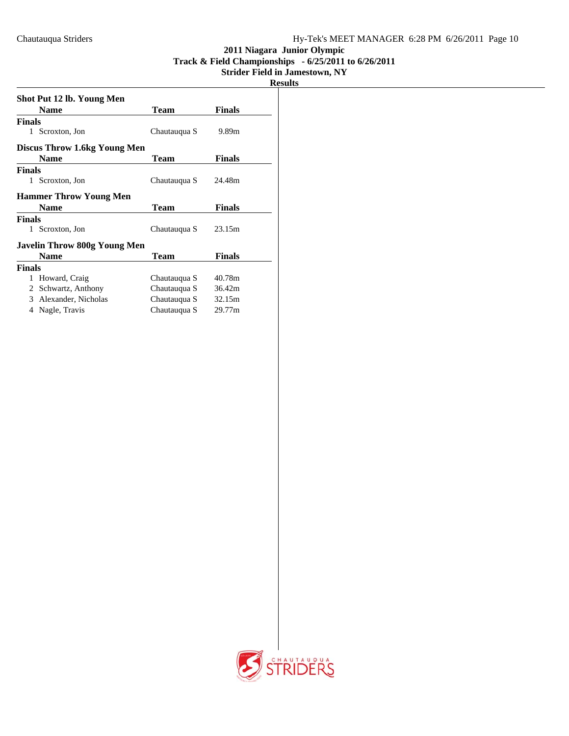### Shot Put 12 lb. Young Men

| Name | Team | Finals |
|---|---|---|
| **Finals** | | |
| 1 Scroxton, Jon | Chautauqua S | 9.89m |

### Discus Throw 1.6kg Young Men

| Name | Team | Finals |
|---|---|---|
| **Finals** | | |
| 1 Scroxton, Jon | Chautauqua S | 24.48m |

### Hammer Throw Young Men

| Name | Team | Finals |
|---|---|---|
| **Finals** | | |
| 1 Scroxton, Jon | Chautauqua S | 23.15m |

### Javelin Throw 800g Young Men

| Name | Team | Finals |
|---|---|---|
| **Finals** | | |
| 1 Howard, Craig | Chautauqua S | 40.78m |
| 2 Schwartz, Anthony | Chautauqua S | 36.42m |
| 3 Alexander, Nicholas | Chautauqua S | 32.15m |
| 4 Nagle, Travis | Chautauqua S | 29.77m |